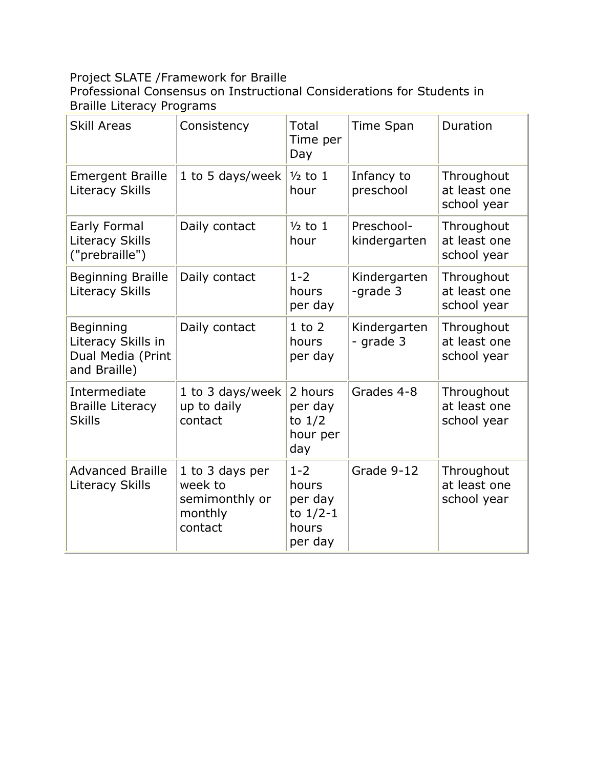Project SLATE /Framework for Braille

Professional Consensus on Instructional Considerations for Students in Braille Literacy Programs

| Skill Areas | Consistency | Total Time per Day | Time Span | Duration |
|---|---|---|---|---|
| Emergent Braille Literacy Skills | 1 to 5 days/week | ½ to 1 hour | Infancy to preschool | Throughout at least one school year |
| Early Formal Literacy Skills ("prebraille") | Daily contact | ½ to 1 hour | Preschool-kindergarten | Throughout at least one school year |
| Beginning Braille Literacy Skills | Daily contact | 1-2 hours per day | Kindergarten -grade 3 | Throughout at least one school year |
| Beginning Literacy Skills in Dual Media (Print and Braille) | Daily contact | 1 to 2 hours per day | Kindergarten - grade 3 | Throughout at least one school year |
| Intermediate Braille Literacy Skills | 1 to 3 days/week up to daily contact | 2 hours per day to 1/2 hour per day | Grades 4-8 | Throughout at least one school year |
| Advanced Braille Literacy Skills | 1 to 3 days per week to semimonthly or monthly contact | 1-2 hours per day to 1/2-1 hours per day | Grade 9-12 | Throughout at least one school year |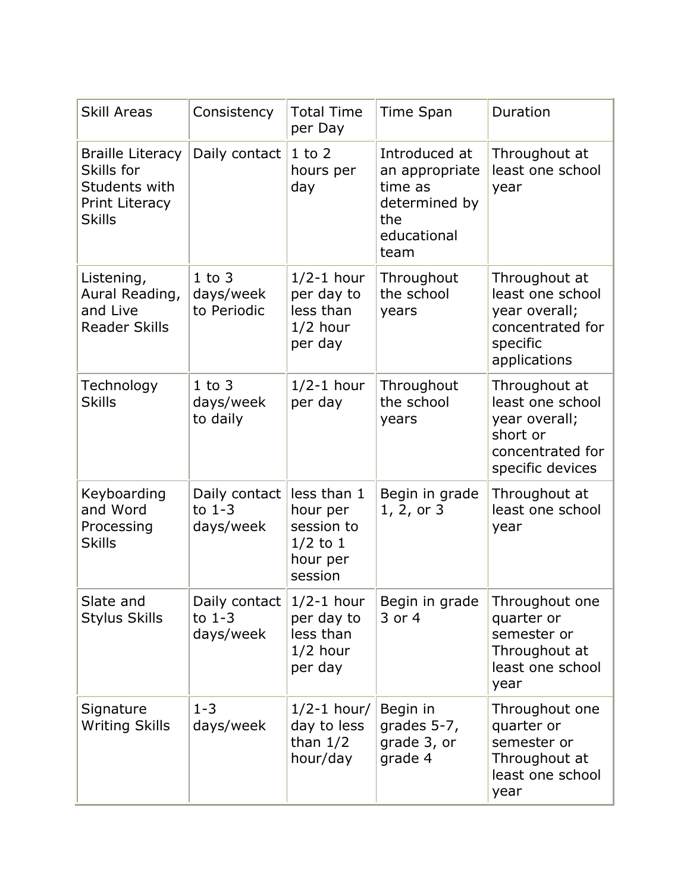| Skill Areas | Consistency | Total Time per Day | Time Span | Duration |
| --- | --- | --- | --- | --- |
| Braille Literacy Skills for Students with Print Literacy Skills | Daily contact | 1 to 2 hours per day | Introduced at an appropriate time as determined by the educational team | Throughout at least one school year |
| Listening, Aural Reading, and Live Reader Skills | 1 to 3 days/week to Periodic | 1/2-1 hour per day to less than 1/2 hour per day | Throughout the school years | Throughout at least one school year overall; concentrated for specific applications |
| Technology Skills | 1 to 3 days/week to daily | 1/2-1 hour per day | Throughout the school years | Throughout at least one school year overall; short or concentrated for specific devices |
| Keyboarding and Word Processing Skills | Daily contact to 1-3 days/week | less than 1 hour per session to 1/2 to 1 hour per session | Begin in grade 1, 2, or 3 | Throughout at least one school year |
| Slate and Stylus Skills | Daily contact to 1-3 days/week | 1/2-1 hour per day to less than 1/2 hour per day | Begin in grade 3 or 4 | Throughout one quarter or semester or Throughout at least one school year |
| Signature Writing Skills | 1-3 days/week | 1/2-1 hour/ day to less than 1/2 hour/day | Begin in grades 5-7, grade 3, or grade 4 | Throughout one quarter or semester or Throughout at least one school year |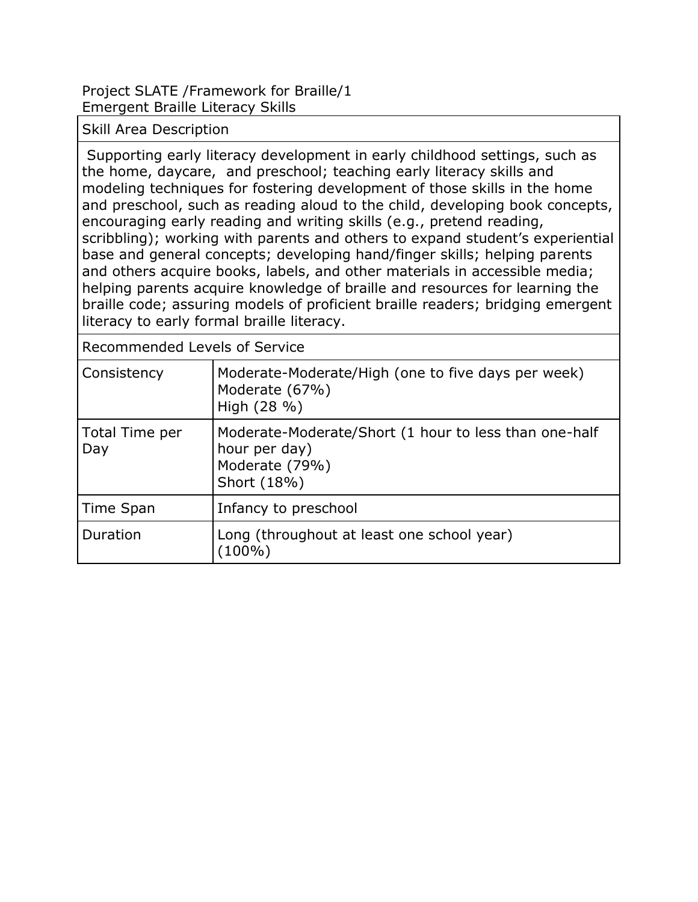Project SLATE /Framework for Braille/1
Emergent Braille Literacy Skills

| Skill Area Description | |
|---|---|
| Supporting early literacy development in early childhood settings, such as the home, daycare, and preschool; teaching early literacy skills and modeling techniques for fostering development of those skills in the home and preschool, such as reading aloud to the child, developing book concepts, encouraging early reading and writing skills (e.g., pretend reading, scribbling); working with parents and others to expand student's experiential base and general concepts; developing hand/finger skills; helping parents and others acquire books, labels, and other materials in accessible media; helping parents acquire knowledge of braille and resources for learning the braille code; assuring models of proficient braille readers; bridging emergent literacy to early formal braille literacy. | |
| Recommended Levels of Service | |
| Consistency | Moderate-Moderate/High (one to five days per week)<br>Moderate (67%)<br>High (28 %) |
| Total Time per Day | Moderate-Moderate/Short (1 hour to less than one-half hour per day)<br>Moderate (79%)<br>Short (18%) |
| Time Span | Infancy to preschool |
| Duration | Long (throughout at least one school year)<br>(100%) |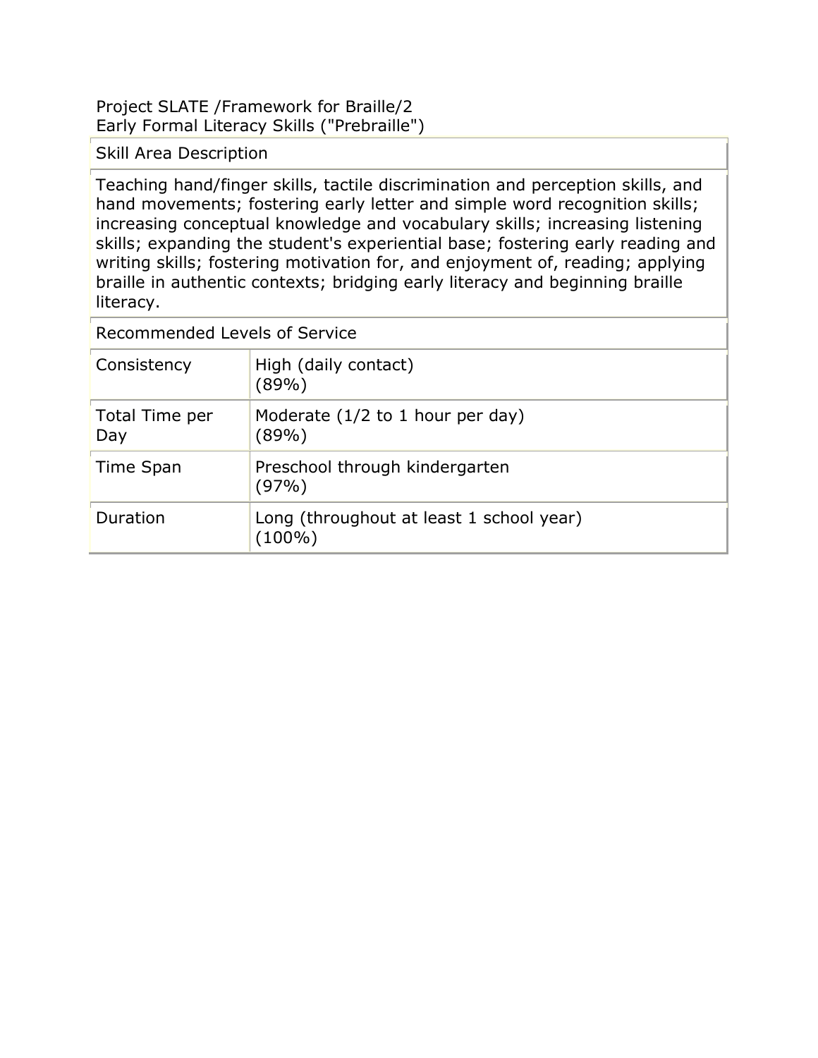Project SLATE /Framework for Braille/2
Early Formal Literacy Skills ("Prebraille")

| Skill Area Description | |
|---|---|
| Teaching hand/finger skills, tactile discrimination and perception skills, and hand movements; fostering early letter and simple word recognition skills; increasing conceptual knowledge and vocabulary skills; increasing listening skills; expanding the student's experiential base; fostering early reading and writing skills; fostering motivation for, and enjoyment of, reading; applying braille in authentic contexts; bridging early literacy and beginning braille literacy. | |
| Recommended Levels of Service | |
| Consistency | High (daily contact) (89%) |
| Total Time per Day | Moderate (1/2 to 1 hour per day) (89%) |
| Time Span | Preschool through kindergarten (97%) |
| Duration | Long (throughout at least 1 school year) (100%) |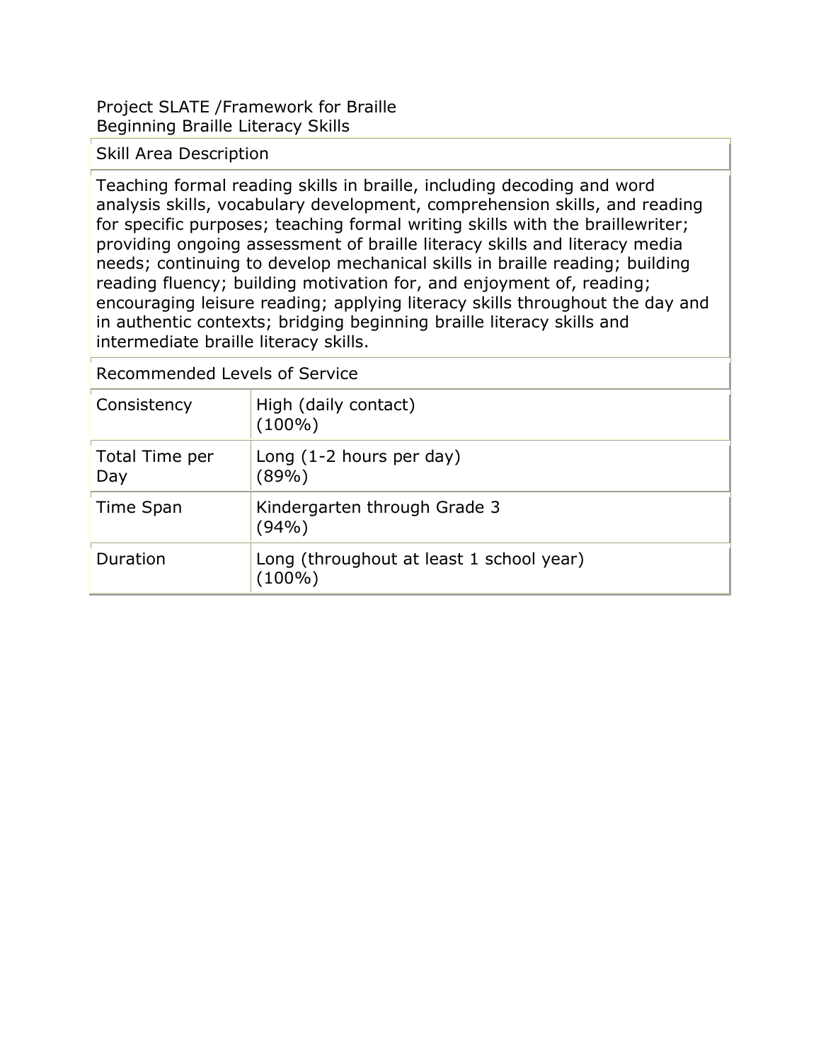Project SLATE /Framework for Braille
Beginning Braille Literacy Skills

| Skill Area Description |
| --- |
| Teaching formal reading skills in braille, including decoding and word analysis skills, vocabulary development, comprehension skills, and reading for specific purposes; teaching formal writing skills with the braillewriter; providing ongoing assessment of braille literacy skills and literacy media needs; continuing to develop mechanical skills in braille reading; building reading fluency; building motivation for, and enjoyment of, reading; encouraging leisure reading; applying literacy skills throughout the day and in authentic contexts; bridging beginning braille literacy skills and intermediate braille literacy skills. |

| Recommended Levels of Service | |
| --- | --- |
| Consistency | High (daily contact) (100%) |
| Total Time per Day | Long (1-2 hours per day) (89%) |
| Time Span | Kindergarten through Grade 3 (94%) |
| Duration | Long (throughout at least 1 school year) (100%) |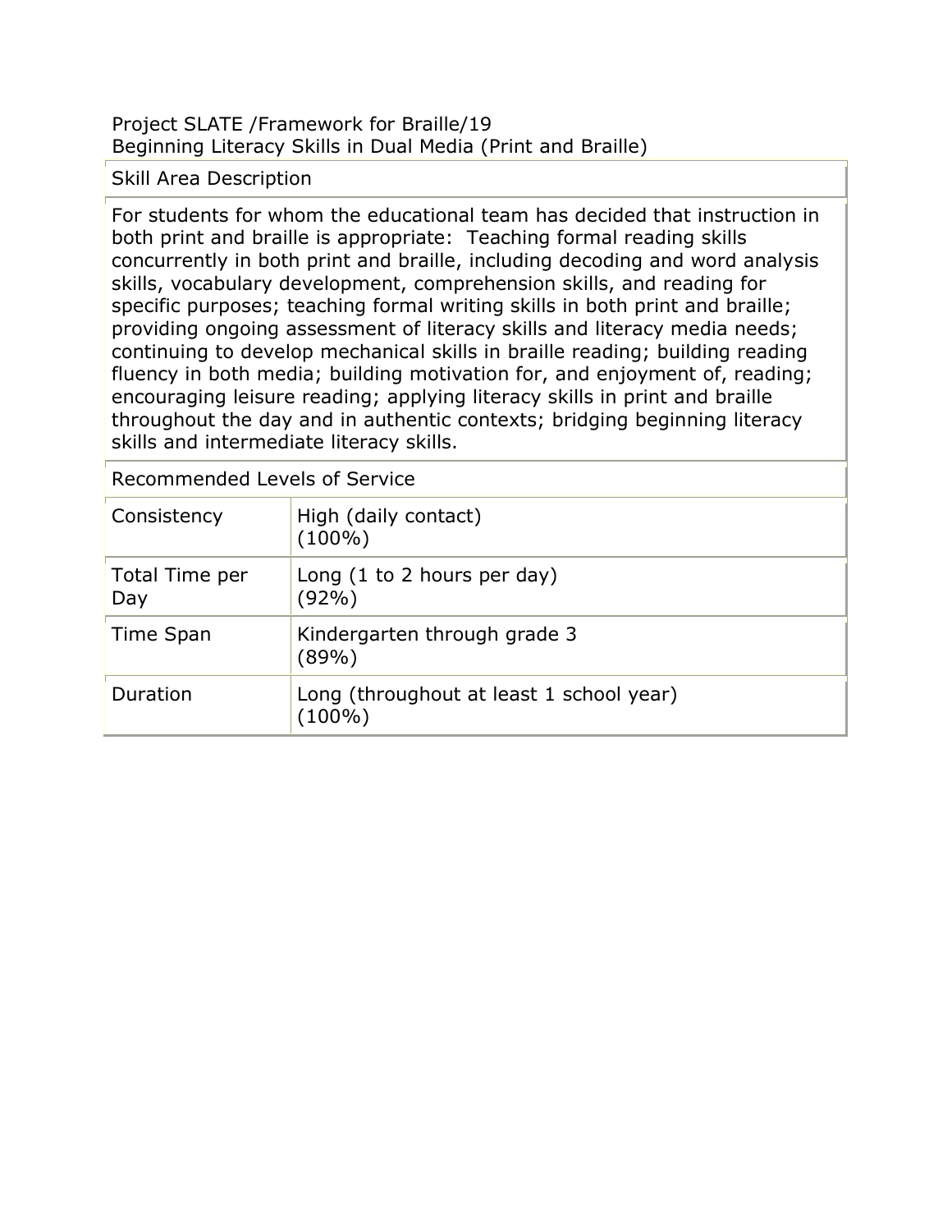Project SLATE /Framework for Braille/19
Beginning Literacy Skills in Dual Media (Print and Braille)

| Skill Area Description | |
|---|---|
| For students for whom the educational team has decided that instruction in both print and braille is appropriate: Teaching formal reading skills concurrently in both print and braille, including decoding and word analysis skills, vocabulary development, comprehension skills, and reading for specific purposes; teaching formal writing skills in both print and braille; providing ongoing assessment of literacy skills and literacy media needs; continuing to develop mechanical skills in braille reading; building reading fluency in both media; building motivation for, and enjoyment of, reading; encouraging leisure reading; applying literacy skills in print and braille throughout the day and in authentic contexts; bridging beginning literacy skills and intermediate literacy skills. | |
| **Recommended Levels of Service** | |
| Consistency | High (daily contact) (100%) |
| Total Time per Day | Long (1 to 2 hours per day) (92%) |
| Time Span | Kindergarten through grade 3 (89%) |
| Duration | Long (throughout at least 1 school year) (100%) |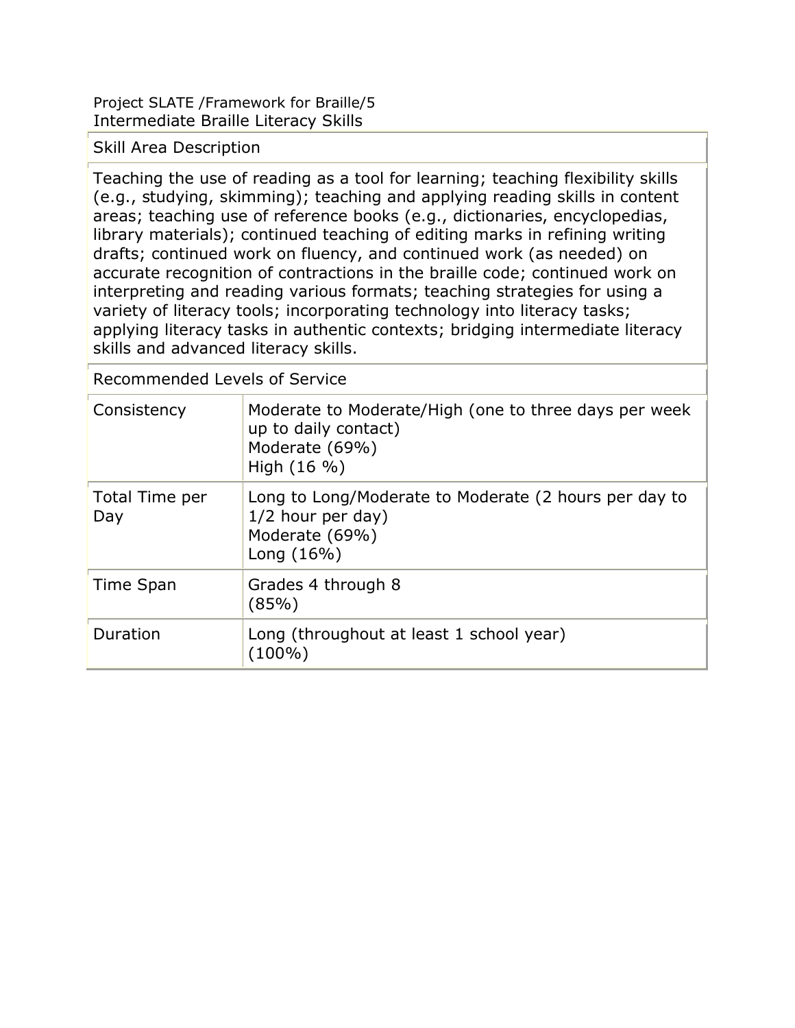Project SLATE /Framework for Braille/5
## Intermediate Braille Literacy Skills

| Skill Area Description | |
|---|---|
| Teaching the use of reading as a tool for learning; teaching flexibility skills (e.g., studying, skimming); teaching and applying reading skills in content areas; teaching use of reference books (e.g., dictionaries, encyclopedias, library materials); continued teaching of editing marks in refining writing drafts; continued work on fluency, and continued work (as needed) on accurate recognition of contractions in the braille code; continued work on interpreting and reading various formats; teaching strategies for using a variety of literacy tools; incorporating technology into literacy tasks; applying literacy tasks in authentic contexts; bridging intermediate literacy skills and advanced literacy skills. | |
| Recommended Levels of Service | |
| Consistency | Moderate to Moderate/High (one to three days per week up to daily contact)<br>Moderate (69%)<br>High (16 %) |
| Total Time per Day | Long to Long/Moderate to Moderate (2 hours per day to 1/2 hour per day)<br>Moderate (69%)<br>Long (16%) |
| Time Span | Grades 4 through 8<br>(85%) |
| Duration | Long (throughout at least 1 school year)<br>(100%) |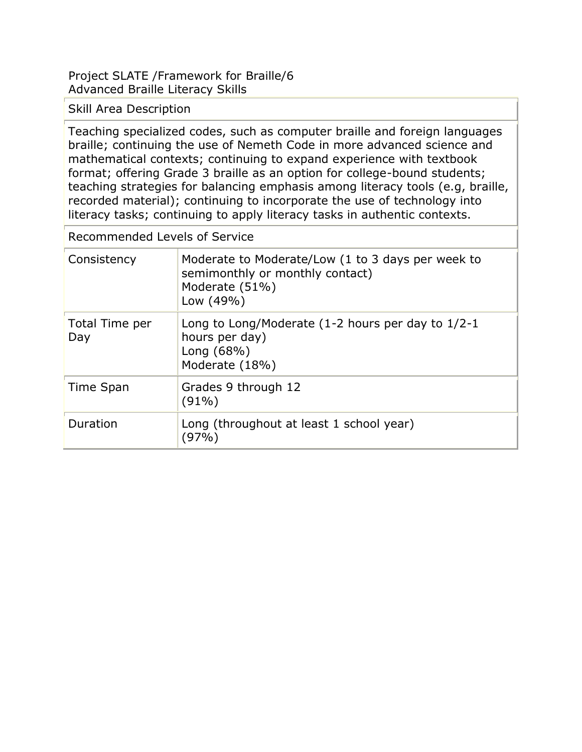Project SLATE /Framework for Braille/6
Advanced Braille Literacy Skills

| Skill Area Description | |
|---|---|
| Teaching specialized codes, such as computer braille and foreign languages braille; continuing the use of Nemeth Code in more advanced science and mathematical contexts; continuing to expand experience with textbook format; offering Grade 3 braille as an option for college-bound students; teaching strategies for balancing emphasis among literacy tools (e.g, braille, recorded material); continuing to incorporate the use of technology into literacy tasks; continuing to apply literacy tasks in authentic contexts. | |
| Recommended Levels of Service | |
| Consistency | Moderate to Moderate/Low (1 to 3 days per week to semimonthly or monthly contact)<br>Moderate (51%)<br>Low (49%) |
| Total Time per Day | Long to Long/Moderate (1-2 hours per day to 1/2-1 hours per day)<br>Long (68%)<br>Moderate (18%) |
| Time Span | Grades 9 through 12<br>(91%) |
| Duration | Long (throughout at least 1 school year)<br>(97%) |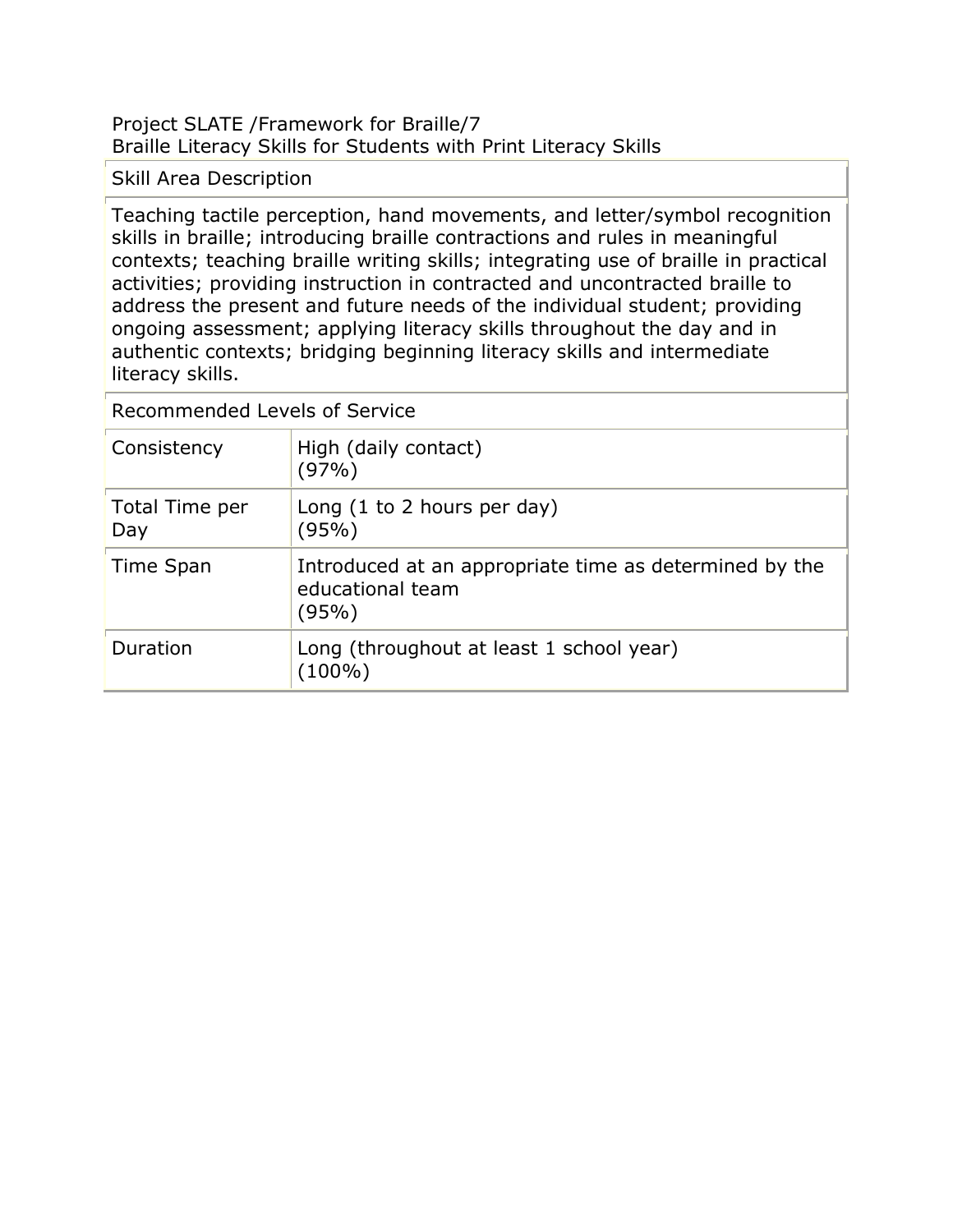Project SLATE /Framework for Braille/7
Braille Literacy Skills for Students with Print Literacy Skills

| Skill Area Description | |
|---|---|
| Teaching tactile perception, hand movements, and letter/symbol recognition skills in braille; introducing braille contractions and rules in meaningful contexts; teaching braille writing skills; integrating use of braille in practical activities; providing instruction in contracted and uncontracted braille to address the present and future needs of the individual student; providing ongoing assessment; applying literacy skills throughout the day and in authentic contexts; bridging beginning literacy skills and intermediate literacy skills. | |
| Recommended Levels of Service | |
| Consistency | High (daily contact) (97%) |
| Total Time per Day | Long (1 to 2 hours per day) (95%) |
| Time Span | Introduced at an appropriate time as determined by the educational team (95%) |
| Duration | Long (throughout at least 1 school year) (100%) |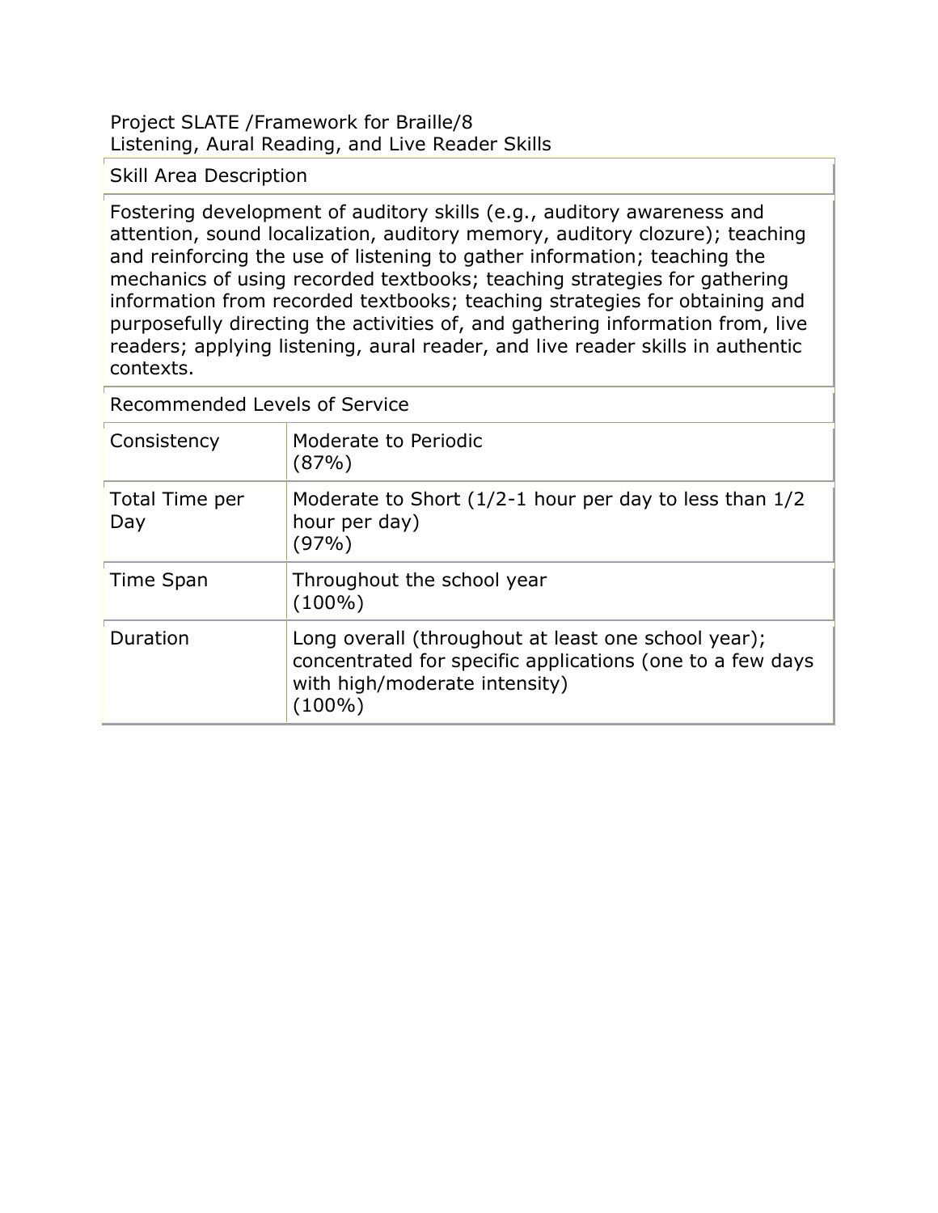Project SLATE /Framework for Braille/8
Listening, Aural Reading, and Live Reader Skills

| Skill Area Description | |
|---|---|
| Fostering development of auditory skills (e.g., auditory awareness and attention, sound localization, auditory memory, auditory clozure); teaching and reinforcing the use of listening to gather information; teaching the mechanics of using recorded textbooks; teaching strategies for gathering information from recorded textbooks; teaching strategies for obtaining and purposefully directing the activities of, and gathering information from, live readers; applying listening, aural reader, and live reader skills in authentic contexts. | |
| Recommended Levels of Service | |
| Consistency | Moderate to Periodic (87%) |
| Total Time per Day | Moderate to Short (1/2-1 hour per day to less than 1/2 hour per day) (97%) |
| Time Span | Throughout the school year (100%) |
| Duration | Long overall (throughout at least one school year); concentrated for specific applications (one to a few days with high/moderate intensity) (100%) |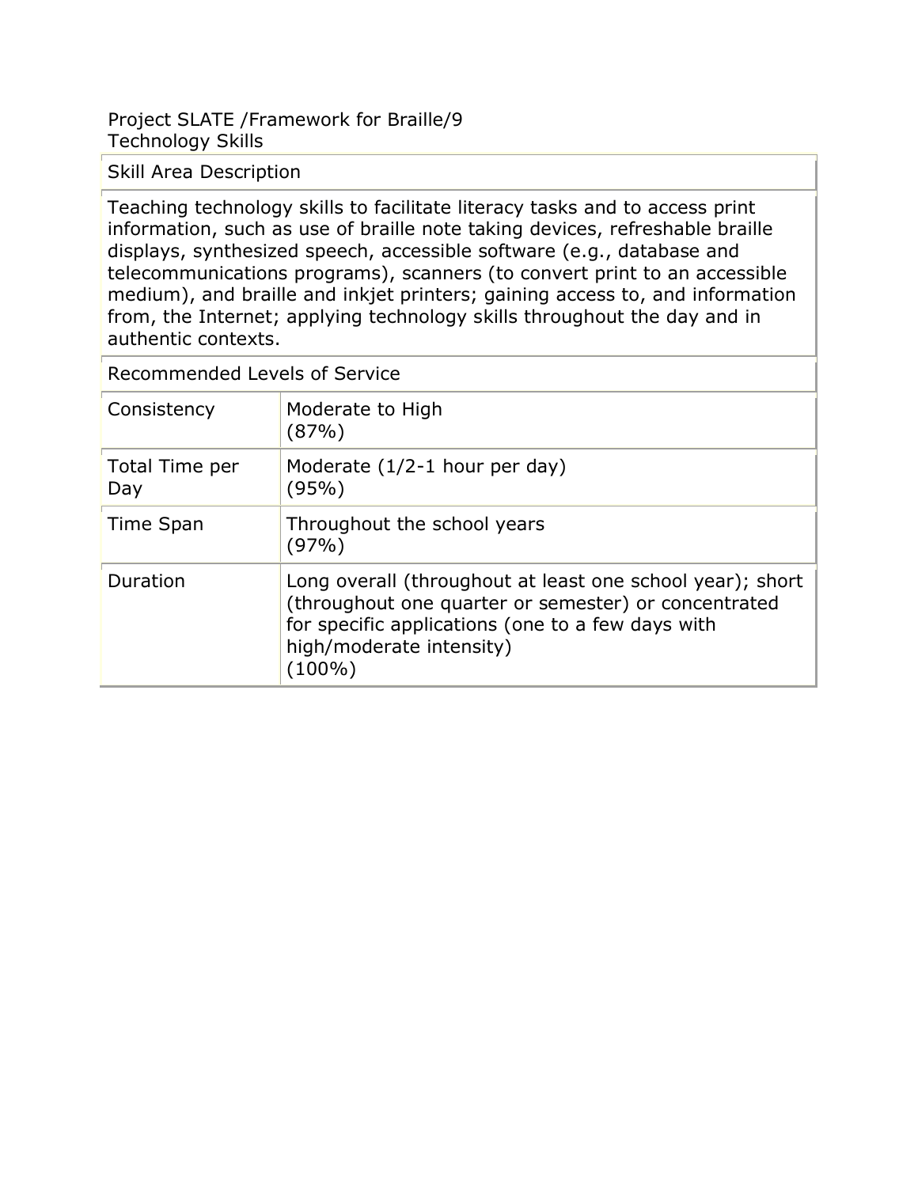Project SLATE /Framework for Braille/9
Technology Skills

| Skill Area Description | |
|---|---|
| Teaching technology skills to facilitate literacy tasks and to access print information, such as use of braille note taking devices, refreshable braille displays, synthesized speech, accessible software (e.g., database and telecommunications programs), scanners (to convert print to an accessible medium), and braille and inkjet printers; gaining access to, and information from, the Internet; applying technology skills throughout the day and in authentic contexts. | |
| Recommended Levels of Service | |
| Consistency | Moderate to High (87%) |
| Total Time per Day | Moderate (1/2-1 hour per day) (95%) |
| Time Span | Throughout the school years (97%) |
| Duration | Long overall (throughout at least one school year); short (throughout one quarter or semester) or concentrated for specific applications (one to a few days with high/moderate intensity) (100%) |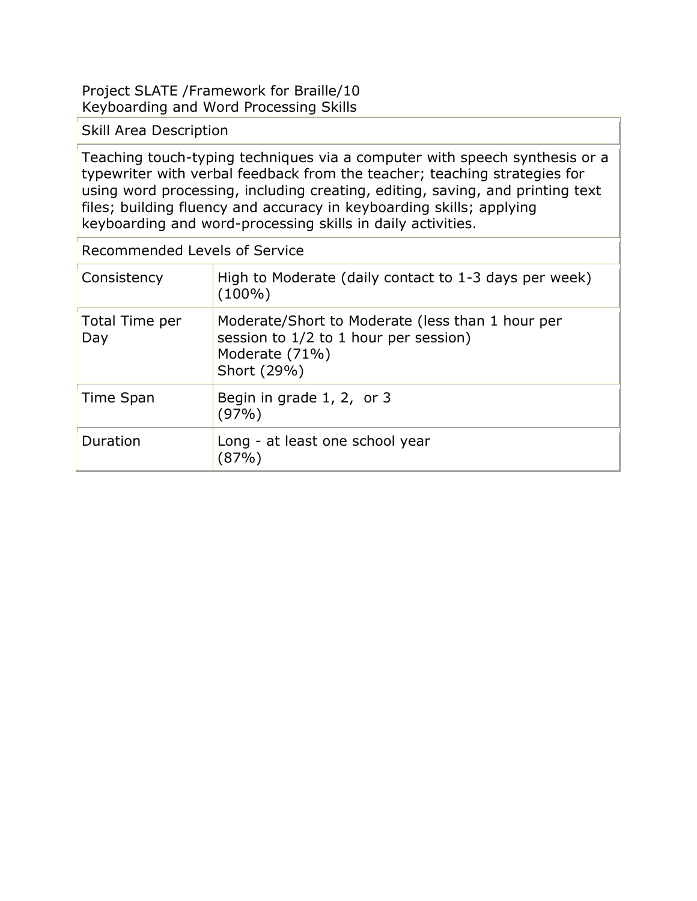Project SLATE /Framework for Braille/10
Keyboarding and Word Processing Skills

| Skill Area Description | |
|---|---|
| Teaching touch-typing techniques via a computer with speech synthesis or a typewriter with verbal feedback from the teacher; teaching strategies for using word processing, including creating, editing, saving, and printing text files; building fluency and accuracy in keyboarding skills; applying keyboarding and word-processing skills in daily activities. | |
| Recommended Levels of Service | |
| Consistency | High to Moderate (daily contact to 1-3 days per week) (100%) |
| Total Time per Day | Moderate/Short to Moderate (less than 1 hour per session to 1/2 to 1 hour per session)<br>Moderate (71%)<br>Short (29%) |
| Time Span | Begin in grade 1, 2, or 3<br>(97%) |
| Duration | Long - at least one school year<br>(87%) |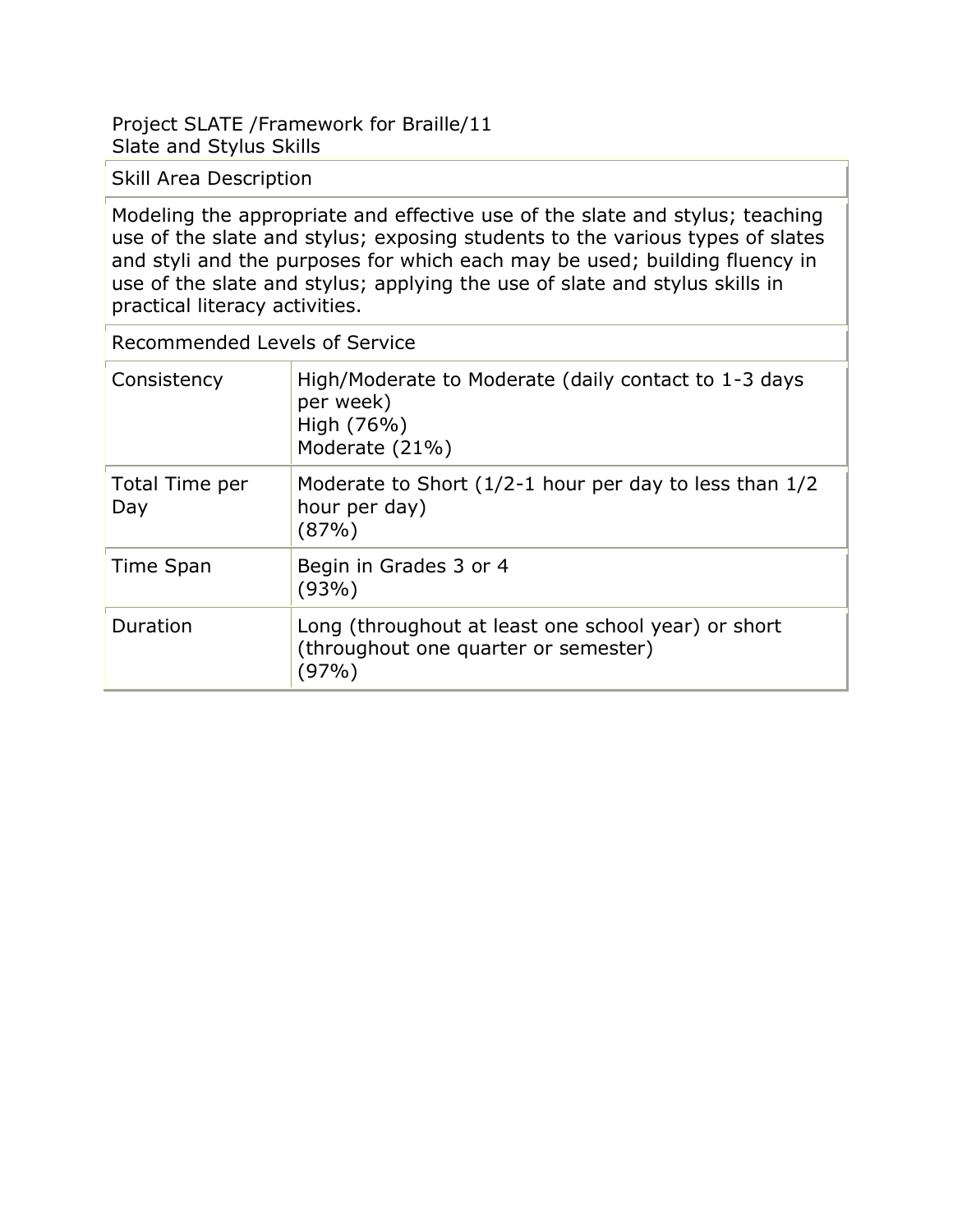Project SLATE /Framework for Braille/11
Slate and Stylus Skills

| Skill Area Description | |
|---|---|
| Modeling the appropriate and effective use of the slate and stylus; teaching use of the slate and stylus; exposing students to the various types of slates and styli and the purposes for which each may be used; building fluency in use of the slate and stylus; applying the use of slate and stylus skills in practical literacy activities. | |
| Recommended Levels of Service | |
| Consistency | High/Moderate to Moderate (daily contact to 1-3 days per week)<br>High (76%)<br>Moderate (21%) |
| Total Time per Day | Moderate to Short (1/2-1 hour per day to less than 1/2 hour per day)<br>(87%) |
| Time Span | Begin in Grades 3 or 4<br>(93%) |
| Duration | Long (throughout at least one school year) or short (throughout one quarter or semester)<br>(97%) |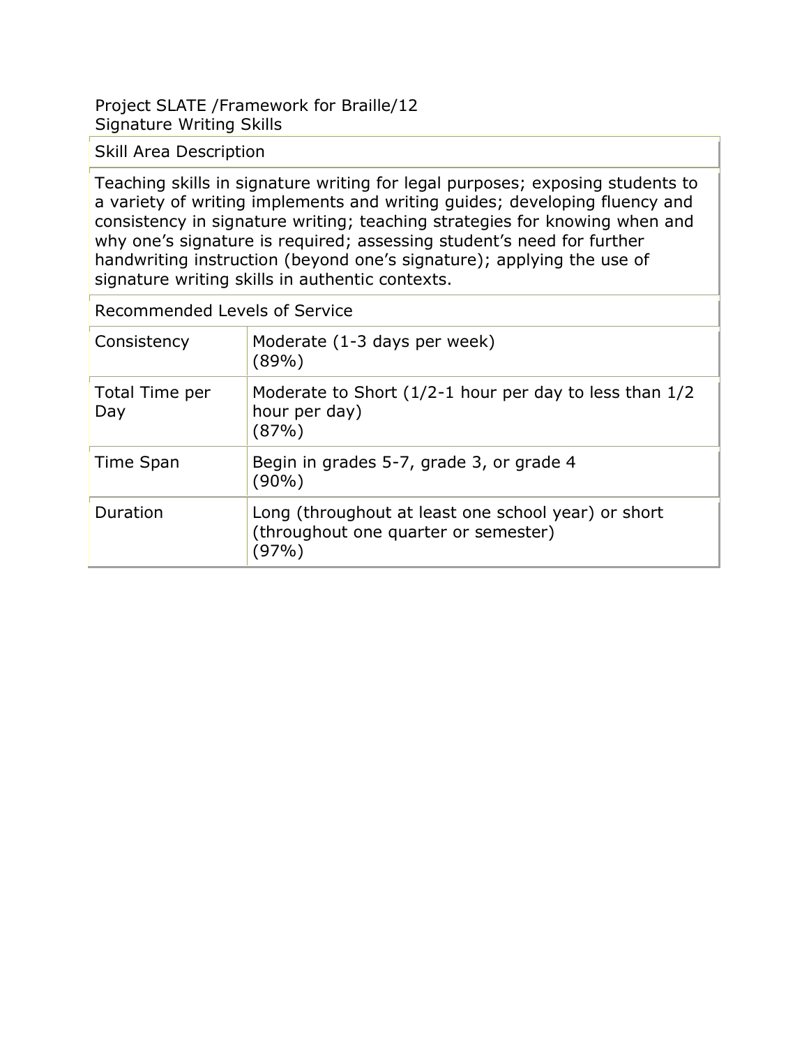Project SLATE /Framework for Braille/12
Signature Writing Skills

| Skill Area Description | |
|---|---|
| Teaching skills in signature writing for legal purposes; exposing students to a variety of writing implements and writing guides; developing fluency and consistency in signature writing; teaching strategies for knowing when and why one's signature is required; assessing student's need for further handwriting instruction (beyond one's signature); applying the use of signature writing skills in authentic contexts. | |
| Recommended Levels of Service | |
| Consistency | Moderate (1-3 days per week) (89%) |
| Total Time per Day | Moderate to Short (1/2-1 hour per day to less than 1/2 hour per day) (87%) |
| Time Span | Begin in grades 5-7, grade 3, or grade 4 (90%) |
| Duration | Long (throughout at least one school year) or short (throughout one quarter or semester) (97%) |